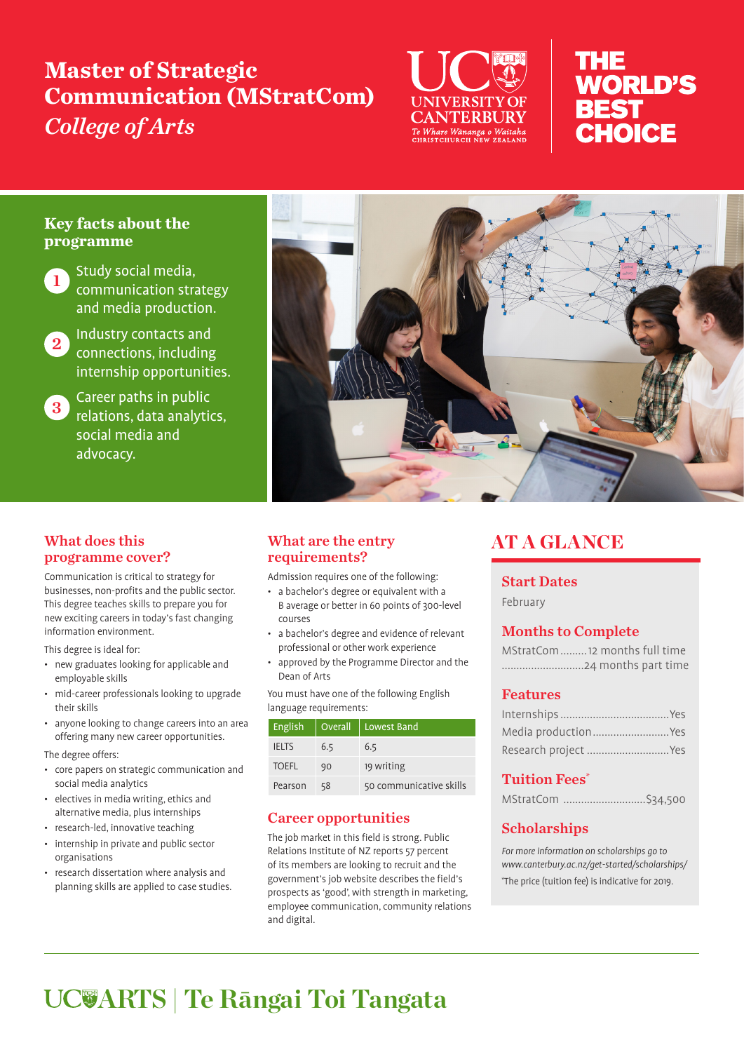# Master of Strategic Communication (MStratCom)

*College of Arts*

UC UNIVERSITY OF CANTERBURY
*Te Whare Wānanga o Waitaha*
CHRISTCHURCH NEW ZEALAND

THE WORLD'S BEST CHOICE

## Key facts about the programme

1. Study social media, communication strategy and media production.
2. Industry contacts and connections, including internship opportunities.
3. Career paths in public relations, data analytics, social media and advocacy.

## What does this programme cover?

Communication is critical to strategy for businesses, non-profits and the public sector. This degree teaches skills to prepare you for new exciting careers in today's fast changing information environment.

This degree is ideal for:

- new graduates looking for applicable and employable skills
- mid-career professionals looking to upgrade their skills
- anyone looking to change careers into an area offering many new career opportunities.

The degree offers:

- core papers on strategic communication and social media analytics
- electives in media writing, ethics and alternative media, plus internships
- research-led, innovative teaching
- internship in private and public sector organisations
- research dissertation where analysis and planning skills are applied to case studies.

## What are the entry requirements?

Admission requires one of the following:

- a bachelor's degree or equivalent with a B average or better in 60 points of 300-level courses
- a bachelor's degree and evidence of relevant professional or other work experience
- approved by the Programme Director and the Dean of Arts

You must have one of the following English language requirements:

| English | Overall | Lowest Band |
|---|---|---|
| IELTS | 6.5 | 6.5 |
| TOEFL | 90 | 19 writing |
| Pearson | 58 | 50 communicative skills |

## Career opportunities

The job market in this field is strong. Public Relations Institute of NZ reports 57 percent of its members are looking to recruit and the government's job website describes the field's prospects as 'good', with strength in marketing, employee communication, community relations and digital.

## AT A GLANCE

### Start Dates

February

### Months to Complete

MStratCom .........12 months full time
............................24 months part time

### Features

Internships ....................................Yes
Media production..........................Yes
Research project ............................Yes

### Tuition Fees*

MStratCom ............................$34,500

### Scholarships

*For more information on scholarships go to www.canterbury.ac.nz/get-started/scholarships/*

*The price (tuition fee) is indicative for 2019.

UC ARTS | Te Rāngai Toi Tangata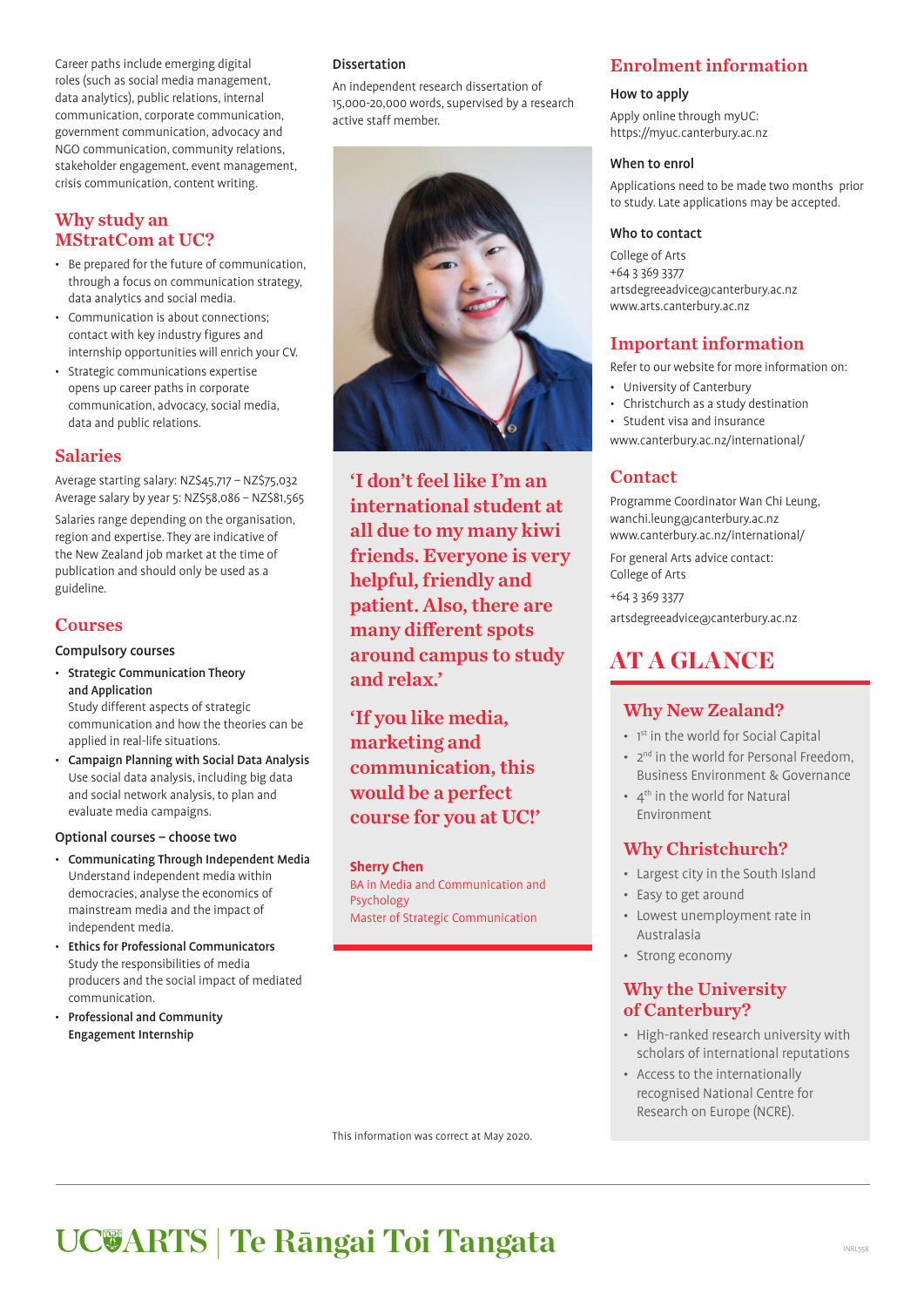Career paths include emerging digital roles (such as social media management, data analytics), public relations, internal communication, corporate communication, government communication, advocacy and NGO communication, community relations, stakeholder engagement, event management, crisis communication, content writing.

## Why study an MStratCom at UC?

- Be prepared for the future of communication, through a focus on communication strategy, data analytics and social media.
- Communication is about connections; contact with key industry figures and internship opportunities will enrich your CV.
- Strategic communications expertise opens up career paths in corporate communication, advocacy, social media, data and public relations.

## Salaries

Average starting salary: NZ$45,717 – NZ$75,032
Average salary by year 5: NZ$58,086 – NZ$81,565

Salaries range depending on the organisation, region and expertise. They are indicative of the New Zealand job market at the time of publication and should only be used as a guideline.

## Courses

### Compulsory courses

- **Strategic Communication Theory and Application**
  Study different aspects of strategic communication and how the theories can be applied in real-life situations.
- **Campaign Planning with Social Data Analysis**
  Use social data analysis, including big data and social network analysis, to plan and evaluate media campaigns.

### Optional courses – choose two

- **Communicating Through Independent Media**
  Understand independent media within democracies, analyse the economics of mainstream media and the impact of independent media.
- **Ethics for Professional Communicators**
  Study the responsibilities of media producers and the social impact of mediated communication.
- **Professional and Community Engagement Internship**

### Dissertation

An independent research dissertation of 15,000-20,000 words, supervised by a research active staff member.

'I don't feel like I'm an international student at all due to my many kiwi friends. Everyone is very helpful, friendly and patient. Also, there are many different spots around campus to study and relax.'

'If you like media, marketing and communication, this would be a perfect course for you at UC!'

**Sherry Chen**
BA in Media and Communication and Psychology
Master of Strategic Communication

This information was correct at May 2020.

## Enrolment information

### How to apply

Apply online through myUC:
https://myuc.canterbury.ac.nz

### When to enrol

Applications need to be made two months prior to study. Late applications may be accepted.

### Who to contact

College of Arts
+64 3 369 3377
artsdegreeadvice@canterbury.ac.nz
www.arts.canterbury.ac.nz

## Important information

Refer to our website for more information on:

- University of Canterbury
- Christchurch as a study destination
- Student visa and insurance

www.canterbury.ac.nz/international/

## Contact

Programme Coordinator Wan Chi Leung,
wanchi.leung@canterbury.ac.nz
www.canterbury.ac.nz/international/

For general Arts advice contact:
College of Arts
+64 3 369 3377
artsdegreeadvice@canterbury.ac.nz

# AT A GLANCE

## Why New Zealand?

- 1st in the world for Social Capital
- 2nd in the world for Personal Freedom, Business Environment & Governance
- 4th in the world for Natural Environment

## Why Christchurch?

- Largest city in the South Island
- Easy to get around
- Lowest unemployment rate in Australasia
- Strong economy

## Why the University of Canterbury?

- High-ranked research university with scholars of international reputations
- Access to the internationally recognised National Centre for Research on Europe (NCRE).

UC ARTS | Te Rāngai Toi Tangata

INRL558